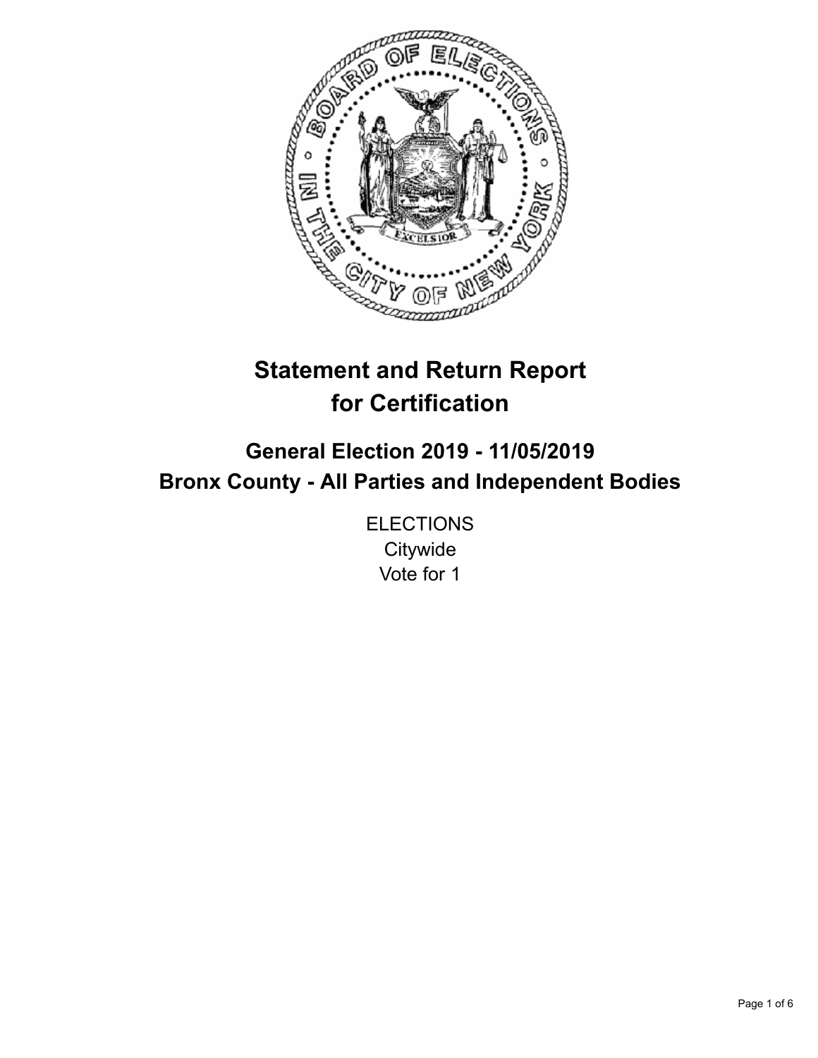# Statement and Return Report for Certification

## General Election 2019 - 11/05/2019
## Bronx County - All Parties and Independent Bodies

ELECTIONS
Citywide
Vote for 1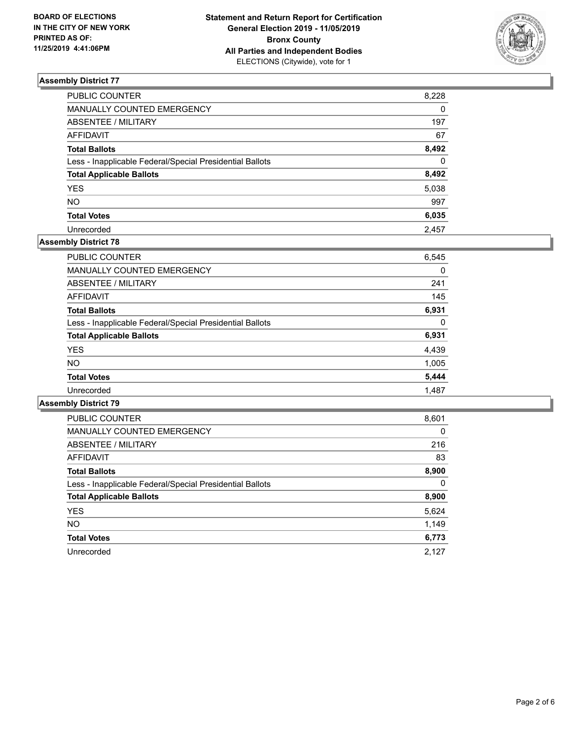**BOARD OF ELECTIONS IN THE CITY OF NEW YORK PRINTED AS OF: 11/25/2019 4:41:06PM**

**Statement and Return Report for Certification General Election 2019 - 11/05/2019 Bronx County All Parties and Independent Bodies**
ELECTIONS (Citywide), vote for 1

### Assembly District 77

| | |
|---|---|
| PUBLIC COUNTER | 8,228 |
| MANUALLY COUNTED EMERGENCY | 0 |
| ABSENTEE / MILITARY | 197 |
| AFFIDAVIT | 67 |
| **Total Ballots** | **8,492** |
| Less - Inapplicable Federal/Special Presidential Ballots | 0 |
| **Total Applicable Ballots** | **8,492** |
| YES | 5,038 |
| NO | 997 |
| **Total Votes** | **6,035** |
| Unrecorded | 2,457 |

### Assembly District 78

| | |
|---|---|
| PUBLIC COUNTER | 6,545 |
| MANUALLY COUNTED EMERGENCY | 0 |
| ABSENTEE / MILITARY | 241 |
| AFFIDAVIT | 145 |
| **Total Ballots** | **6,931** |
| Less - Inapplicable Federal/Special Presidential Ballots | 0 |
| **Total Applicable Ballots** | **6,931** |
| YES | 4,439 |
| NO | 1,005 |
| **Total Votes** | **5,444** |
| Unrecorded | 1,487 |

### Assembly District 79

| | |
|---|---|
| PUBLIC COUNTER | 8,601 |
| MANUALLY COUNTED EMERGENCY | 0 |
| ABSENTEE / MILITARY | 216 |
| AFFIDAVIT | 83 |
| **Total Ballots** | **8,900** |
| Less - Inapplicable Federal/Special Presidential Ballots | 0 |
| **Total Applicable Ballots** | **8,900** |
| YES | 5,624 |
| NO | 1,149 |
| **Total Votes** | **6,773** |
| Unrecorded | 2,127 |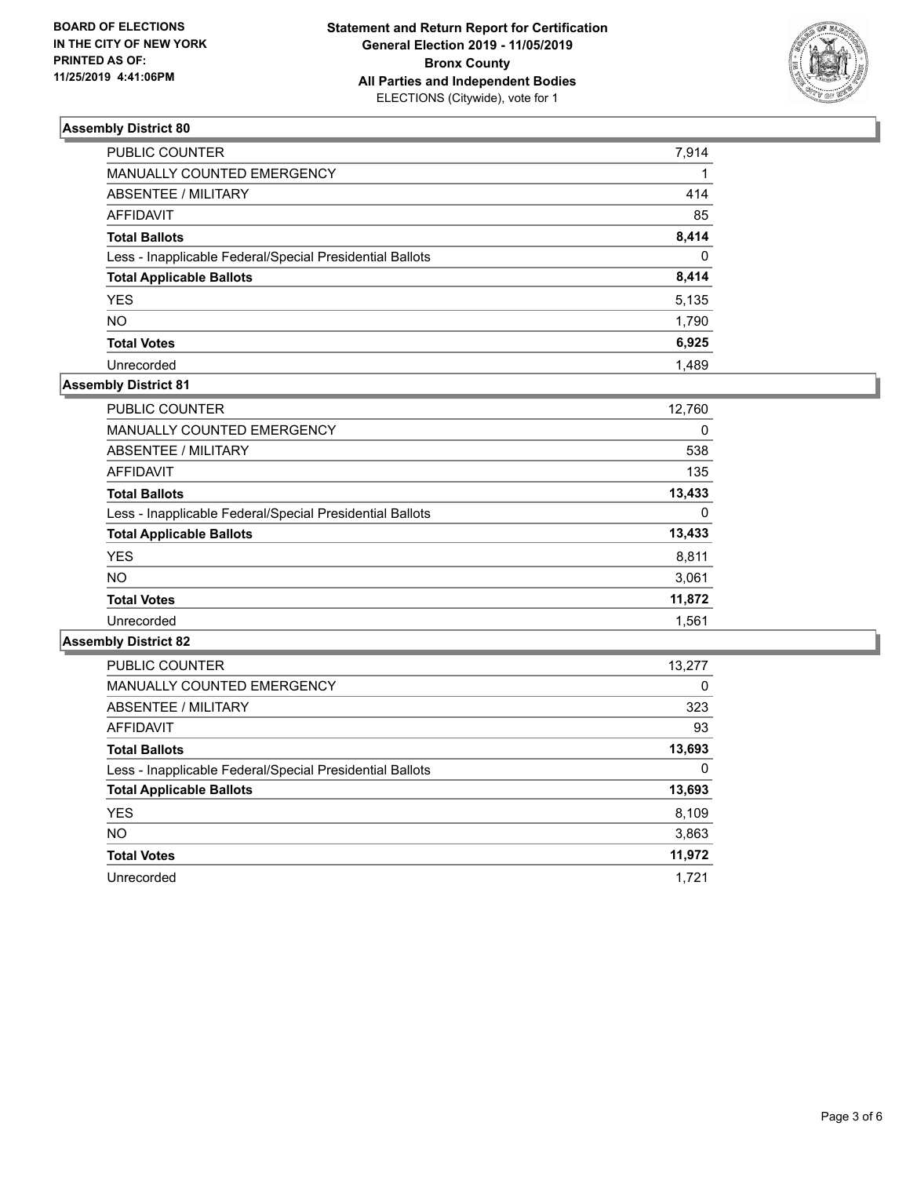BOARD OF ELECTIONS
IN THE CITY OF NEW YORK
PRINTED AS OF:
11/25/2019 4:41:06PM

**Statement and Return Report for Certification**
**General Election 2019 - 11/05/2019**
**Bronx County**
**All Parties and Independent Bodies**
ELECTIONS (Citywide), vote for 1

### Assembly District 80

| | |
|---|---|
| PUBLIC COUNTER | 7,914 |
| MANUALLY COUNTED EMERGENCY | 1 |
| ABSENTEE / MILITARY | 414 |
| AFFIDAVIT | 85 |
| **Total Ballots** | **8,414** |
| Less - Inapplicable Federal/Special Presidential Ballots | 0 |
| **Total Applicable Ballots** | **8,414** |
| YES | 5,135 |
| NO | 1,790 |
| **Total Votes** | **6,925** |
| Unrecorded | 1,489 |

### Assembly District 81

| | |
|---|---|
| PUBLIC COUNTER | 12,760 |
| MANUALLY COUNTED EMERGENCY | 0 |
| ABSENTEE / MILITARY | 538 |
| AFFIDAVIT | 135 |
| **Total Ballots** | **13,433** |
| Less - Inapplicable Federal/Special Presidential Ballots | 0 |
| **Total Applicable Ballots** | **13,433** |
| YES | 8,811 |
| NO | 3,061 |
| **Total Votes** | **11,872** |
| Unrecorded | 1,561 |

### Assembly District 82

| | |
|---|---|
| PUBLIC COUNTER | 13,277 |
| MANUALLY COUNTED EMERGENCY | 0 |
| ABSENTEE / MILITARY | 323 |
| AFFIDAVIT | 93 |
| **Total Ballots** | **13,693** |
| Less - Inapplicable Federal/Special Presidential Ballots | 0 |
| **Total Applicable Ballots** | **13,693** |
| YES | 8,109 |
| NO | 3,863 |
| **Total Votes** | **11,972** |
| Unrecorded | 1,721 |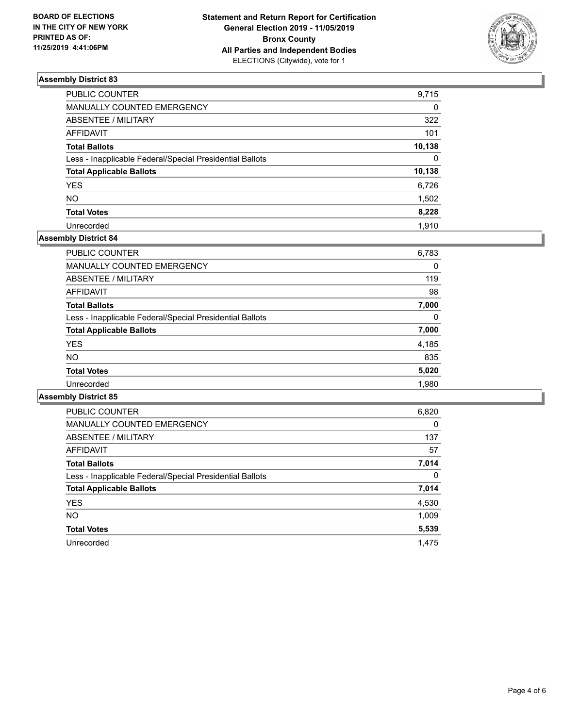**BOARD OF ELECTIONS IN THE CITY OF NEW YORK PRINTED AS OF: 11/25/2019 4:41:06PM**

**Statement and Return Report for Certification**
**General Election 2019 - 11/05/2019**
**Bronx County**
**All Parties and Independent Bodies**
ELECTIONS (Citywide), vote for 1

### Assembly District 83

| | |
|---|---|
| PUBLIC COUNTER | 9,715 |
| MANUALLY COUNTED EMERGENCY | 0 |
| ABSENTEE / MILITARY | 322 |
| AFFIDAVIT | 101 |
| **Total Ballots** | **10,138** |
| Less - Inapplicable Federal/Special Presidential Ballots | 0 |
| **Total Applicable Ballots** | **10,138** |
| YES | 6,726 |
| NO | 1,502 |
| **Total Votes** | **8,228** |
| Unrecorded | 1,910 |

### Assembly District 84

| | |
|---|---|
| PUBLIC COUNTER | 6,783 |
| MANUALLY COUNTED EMERGENCY | 0 |
| ABSENTEE / MILITARY | 119 |
| AFFIDAVIT | 98 |
| **Total Ballots** | **7,000** |
| Less - Inapplicable Federal/Special Presidential Ballots | 0 |
| **Total Applicable Ballots** | **7,000** |
| YES | 4,185 |
| NO | 835 |
| **Total Votes** | **5,020** |
| Unrecorded | 1,980 |

### Assembly District 85

| | |
|---|---|
| PUBLIC COUNTER | 6,820 |
| MANUALLY COUNTED EMERGENCY | 0 |
| ABSENTEE / MILITARY | 137 |
| AFFIDAVIT | 57 |
| **Total Ballots** | **7,014** |
| Less - Inapplicable Federal/Special Presidential Ballots | 0 |
| **Total Applicable Ballots** | **7,014** |
| YES | 4,530 |
| NO | 1,009 |
| **Total Votes** | **5,539** |
| Unrecorded | 1,475 |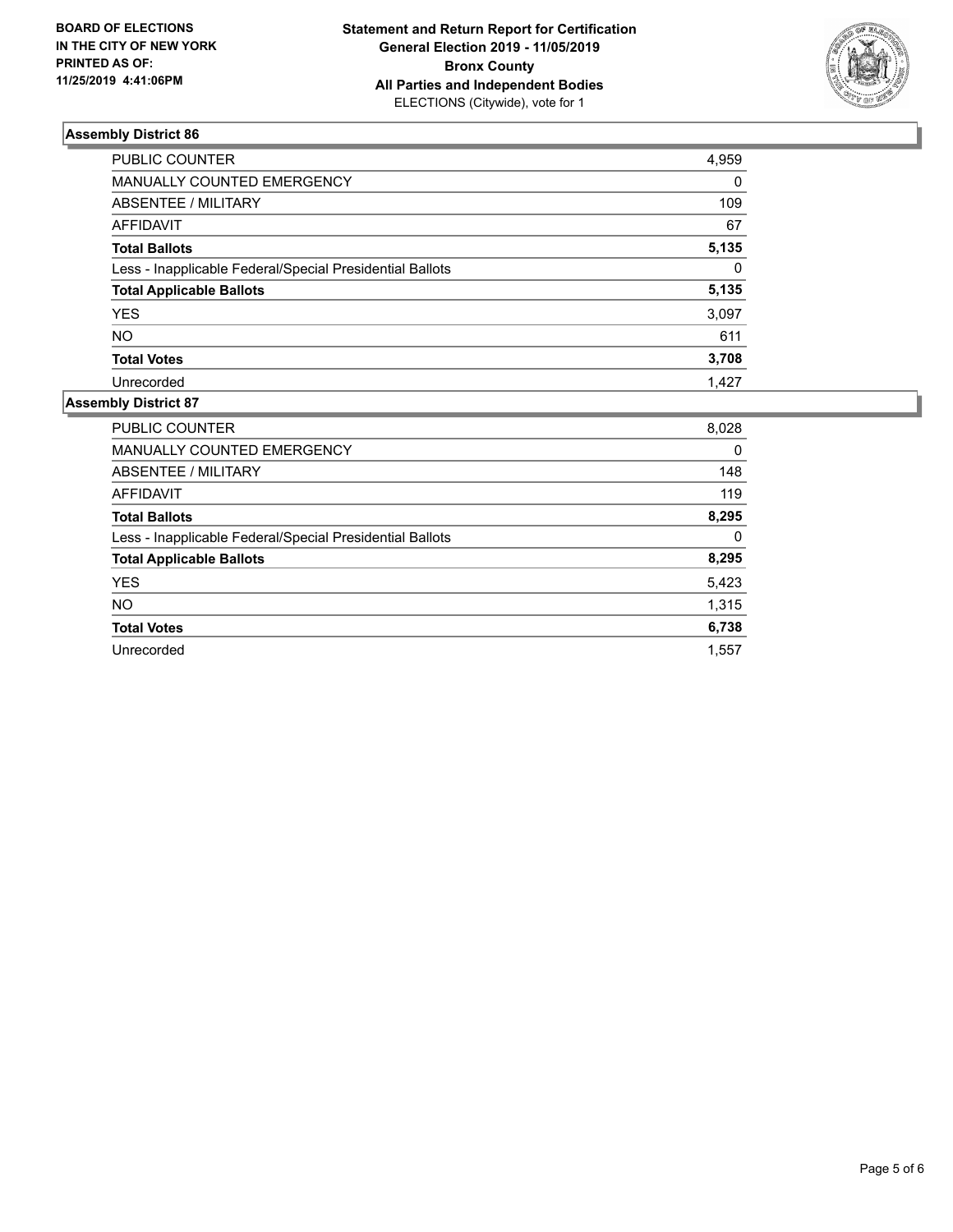**BOARD OF ELECTIONS IN THE CITY OF NEW YORK PRINTED AS OF: 11/25/2019 4:41:06PM**

**Statement and Return Report for Certification General Election 2019 - 11/05/2019 Bronx County All Parties and Independent Bodies**
ELECTIONS (Citywide), vote for 1

## Assembly District 86

| | |
|---|---|
| PUBLIC COUNTER | 4,959 |
| MANUALLY COUNTED EMERGENCY | 0 |
| ABSENTEE / MILITARY | 109 |
| AFFIDAVIT | 67 |
| **Total Ballots** | **5,135** |
| Less - Inapplicable Federal/Special Presidential Ballots | 0 |
| **Total Applicable Ballots** | **5,135** |
| YES | 3,097 |
| NO | 611 |
| **Total Votes** | **3,708** |
| Unrecorded | 1,427 |

## Assembly District 87

| | |
|---|---|
| PUBLIC COUNTER | 8,028 |
| MANUALLY COUNTED EMERGENCY | 0 |
| ABSENTEE / MILITARY | 148 |
| AFFIDAVIT | 119 |
| **Total Ballots** | **8,295** |
| Less - Inapplicable Federal/Special Presidential Ballots | 0 |
| **Total Applicable Ballots** | **8,295** |
| YES | 5,423 |
| NO | 1,315 |
| **Total Votes** | **6,738** |
| Unrecorded | 1,557 |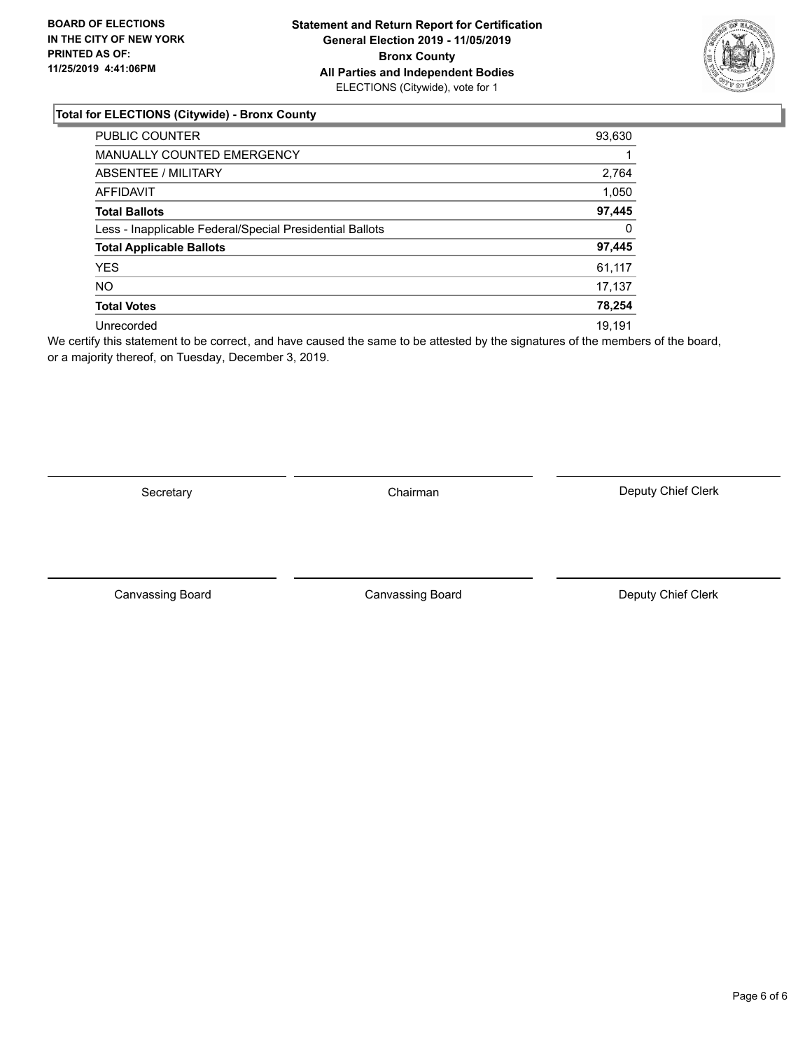**BOARD OF ELECTIONS IN THE CITY OF NEW YORK PRINTED AS OF: 11/25/2019 4:41:06PM**

**Statement and Return Report for Certification General Election 2019 - 11/05/2019 Bronx County All Parties and Independent Bodies**

ELECTIONS (Citywide), vote for 1

### Total for ELECTIONS (Citywide) - Bronx County

| | |
|---|---|
| PUBLIC COUNTER | 93,630 |
| MANUALLY COUNTED EMERGENCY | 1 |
| ABSENTEE / MILITARY | 2,764 |
| AFFIDAVIT | 1,050 |
| **Total Ballots** | **97,445** |
| Less - Inapplicable Federal/Special Presidential Ballots | 0 |
| **Total Applicable Ballots** | **97,445** |
| YES | 61,117 |
| NO | 17,137 |
| **Total Votes** | **78,254** |
| Unrecorded | 19,191 |

We certify this statement to be correct, and have caused the same to be attested by the signatures of the members of the board, or a majority thereof, on Tuesday, December 3, 2019.

Secretary

Chairman

Deputy Chief Clerk

Canvassing Board

Canvassing Board

Deputy Chief Clerk